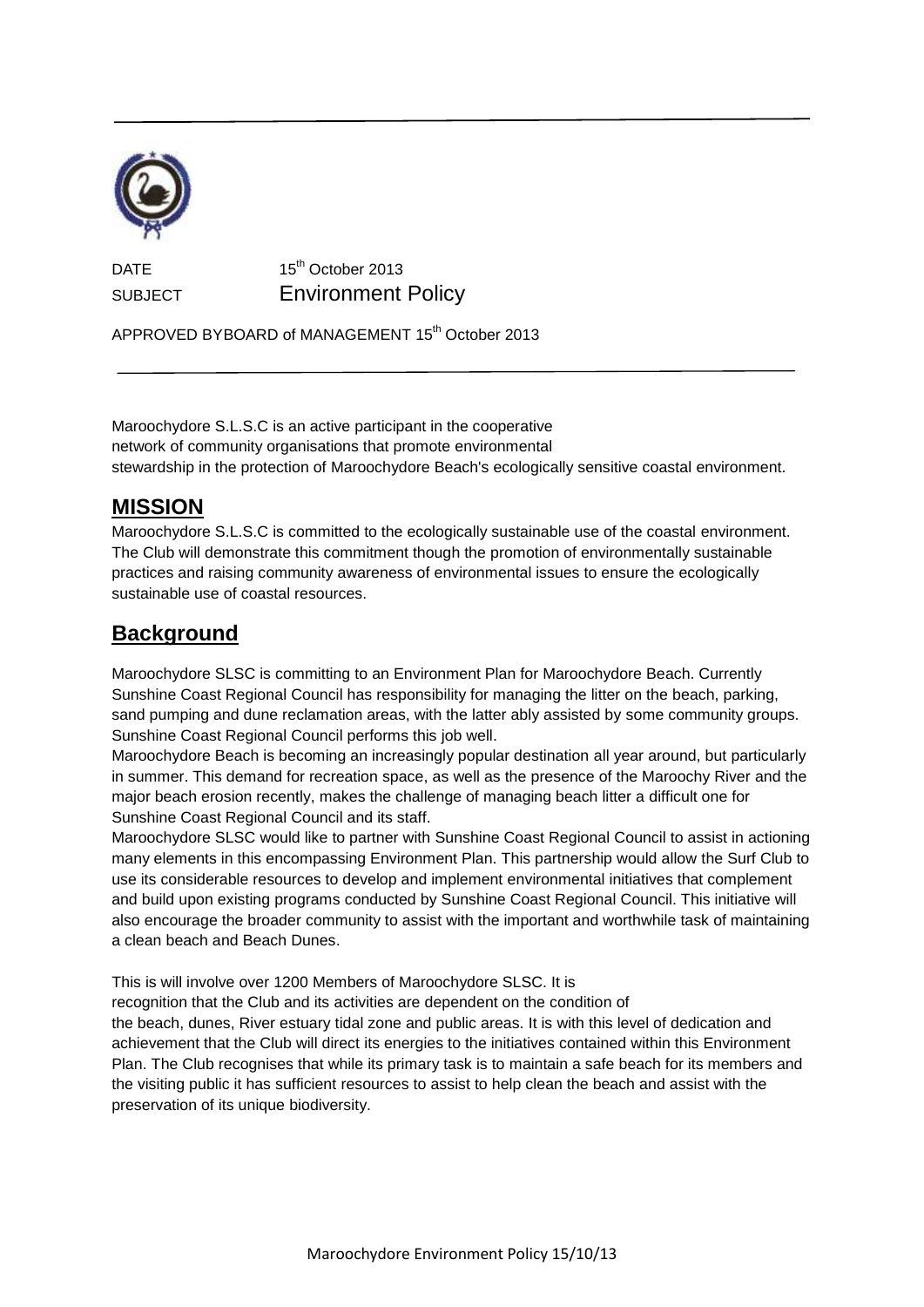DATE 15th October 2013

SUBJECT **Environment Policy**

APPROVED BYBOARD of MANAGEMENT 15th October 2013

---

Maroochydore S.L.S.C is an active participant in the cooperative network of community organisations that promote environmental stewardship in the protection of Maroochydore Beach's ecologically sensitive coastal environment.

## MISSION

Maroochydore S.L.S.C is committed to the ecologically sustainable use of the coastal environment. The Club will demonstrate this commitment though the promotion of environmentally sustainable practices and raising community awareness of environmental issues to ensure the ecologically sustainable use of coastal resources.

## Background

Maroochydore SLSC is committing to an Environment Plan for Maroochydore Beach. Currently Sunshine Coast Regional Council has responsibility for managing the litter on the beach, parking, sand pumping and dune reclamation areas, with the latter ably assisted by some community groups. Sunshine Coast Regional Council performs this job well.

Maroochydore Beach is becoming an increasingly popular destination all year around, but particularly in summer. This demand for recreation space, as well as the presence of the Maroochy River and the major beach erosion recently, makes the challenge of managing beach litter a difficult one for Sunshine Coast Regional Council and its staff.

Maroochydore SLSC would like to partner with Sunshine Coast Regional Council to assist in actioning many elements in this encompassing Environment Plan. This partnership would allow the Surf Club to use its considerable resources to develop and implement environmental initiatives that complement and build upon existing programs conducted by Sunshine Coast Regional Council. This initiative will also encourage the broader community to assist with the important and worthwhile task of maintaining a clean beach and Beach Dunes.

This is will involve over 1200 Members of Maroochydore SLSC. It is recognition that the Club and its activities are dependent on the condition of the beach, dunes, River estuary tidal zone and public areas. It is with this level of dedication and achievement that the Club will direct its energies to the initiatives contained within this Environment Plan. The Club recognises that while its primary task is to maintain a safe beach for its members and the visiting public it has sufficient resources to assist to help clean the beach and assist with the preservation of its unique biodiversity.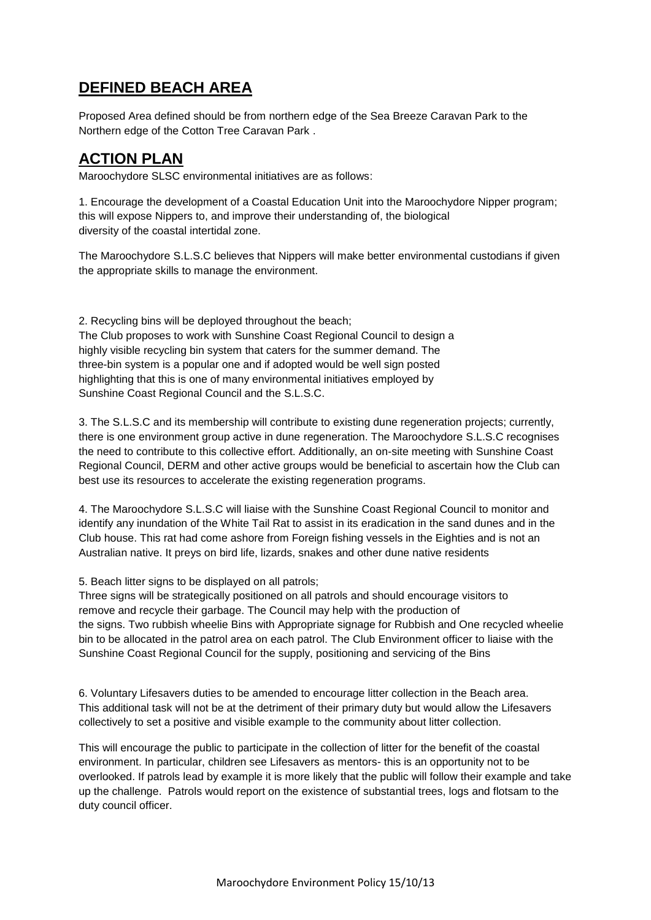## DEFINED BEACH AREA

Proposed Area defined should be from northern edge of the Sea Breeze Caravan Park to the Northern edge of the Cotton Tree Caravan Park .

## ACTION PLAN

Maroochydore SLSC environmental initiatives are as follows:

1. Encourage the development of a Coastal Education Unit into the Maroochydore Nipper program; this will expose Nippers to, and improve their understanding of, the biological diversity of the coastal intertidal zone.

The Maroochydore S.L.S.C believes that Nippers will make better environmental custodians if given the appropriate skills to manage the environment.

2. Recycling bins will be deployed throughout the beach;
The Club proposes to work with Sunshine Coast Regional Council to design a highly visible recycling bin system that caters for the summer demand. The three-bin system is a popular one and if adopted would be well sign posted highlighting that this is one of many environmental initiatives employed by Sunshine Coast Regional Council and the S.L.S.C.

3. The S.L.S.C and its membership will contribute to existing dune regeneration projects; currently, there is one environment group active in dune regeneration. The Maroochydore S.L.S.C recognises the need to contribute to this collective effort. Additionally, an on-site meeting with Sunshine Coast Regional Council, DERM and other active groups would be beneficial to ascertain how the Club can best use its resources to accelerate the existing regeneration programs.

4. The Maroochydore S.L.S.C will liaise with the Sunshine Coast Regional Council to monitor and identify any inundation of the White Tail Rat to assist in its eradication in the sand dunes and in the Club house. This rat had come ashore from Foreign fishing vessels in the Eighties and is not an Australian native. It preys on bird life, lizards, snakes and other dune native residents

5. Beach litter signs to be displayed on all patrols;
Three signs will be strategically positioned on all patrols and should encourage visitors to remove and recycle their garbage. The Council may help with the production of the signs. Two rubbish wheelie Bins with Appropriate signage for Rubbish and One recycled wheelie bin to be allocated in the patrol area on each patrol. The Club Environment officer to liaise with the Sunshine Coast Regional Council for the supply, positioning and servicing of the Bins

6. Voluntary Lifesavers duties to be amended to encourage litter collection in the Beach area. This additional task will not be at the detriment of their primary duty but would allow the Lifesavers collectively to set a positive and visible example to the community about litter collection.

This will encourage the public to participate in the collection of litter for the benefit of the coastal environment. In particular, children see Lifesavers as mentors- this is an opportunity not to be overlooked. If patrols lead by example it is more likely that the public will follow their example and take up the challenge. Patrols would report on the existence of substantial trees, logs and flotsam to the duty council officer.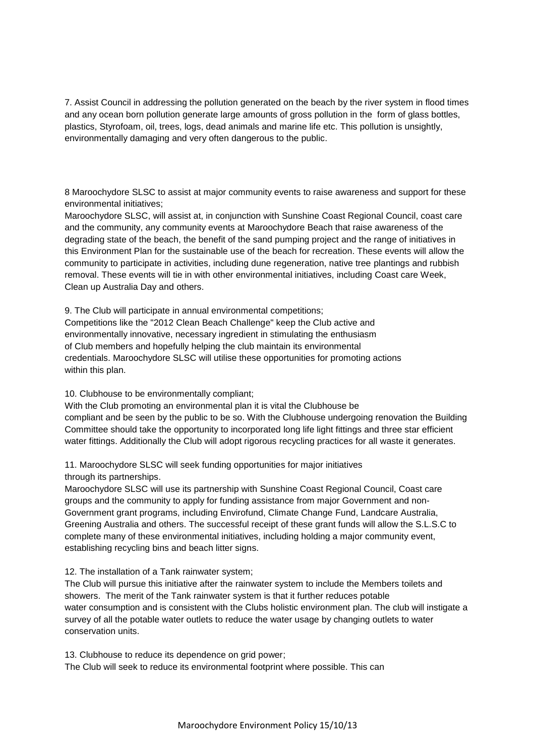7. Assist Council in addressing the pollution generated on the beach by the river system in flood times and any ocean born pollution generate large amounts of gross pollution in the form of glass bottles, plastics, Styrofoam, oil, trees, logs, dead animals and marine life etc. This pollution is unsightly, environmentally damaging and very often dangerous to the public.

8 Maroochydore SLSC to assist at major community events to raise awareness and support for these environmental initiatives;

Maroochydore SLSC, will assist at, in conjunction with Sunshine Coast Regional Council, coast care and the community, any community events at Maroochydore Beach that raise awareness of the degrading state of the beach, the benefit of the sand pumping project and the range of initiatives in this Environment Plan for the sustainable use of the beach for recreation. These events will allow the community to participate in activities, including dune regeneration, native tree plantings and rubbish removal. These events will tie in with other environmental initiatives, including Coast care Week, Clean up Australia Day and others.

9. The Club will participate in annual environmental competitions;

Competitions like the "2012 Clean Beach Challenge" keep the Club active and environmentally innovative, necessary ingredient in stimulating the enthusiasm of Club members and hopefully helping the club maintain its environmental credentials. Maroochydore SLSC will utilise these opportunities for promoting actions within this plan.

10. Clubhouse to be environmentally compliant;

With the Club promoting an environmental plan it is vital the Clubhouse be compliant and be seen by the public to be so. With the Clubhouse undergoing renovation the Building Committee should take the opportunity to incorporated long life light fittings and three star efficient water fittings. Additionally the Club will adopt rigorous recycling practices for all waste it generates.

11. Maroochydore SLSC will seek funding opportunities for major initiatives through its partnerships.

Maroochydore SLSC will use its partnership with Sunshine Coast Regional Council, Coast care groups and the community to apply for funding assistance from major Government and non-Government grant programs, including Envirofund, Climate Change Fund, Landcare Australia, Greening Australia and others. The successful receipt of these grant funds will allow the S.L.S.C to complete many of these environmental initiatives, including holding a major community event, establishing recycling bins and beach litter signs.

12. The installation of a Tank rainwater system;

The Club will pursue this initiative after the rainwater system to include the Members toilets and showers. The merit of the Tank rainwater system is that it further reduces potable water consumption and is consistent with the Clubs holistic environment plan. The club will instigate a survey of all the potable water outlets to reduce the water usage by changing outlets to water conservation units.

13. Clubhouse to reduce its dependence on grid power;

The Club will seek to reduce its environmental footprint where possible. This can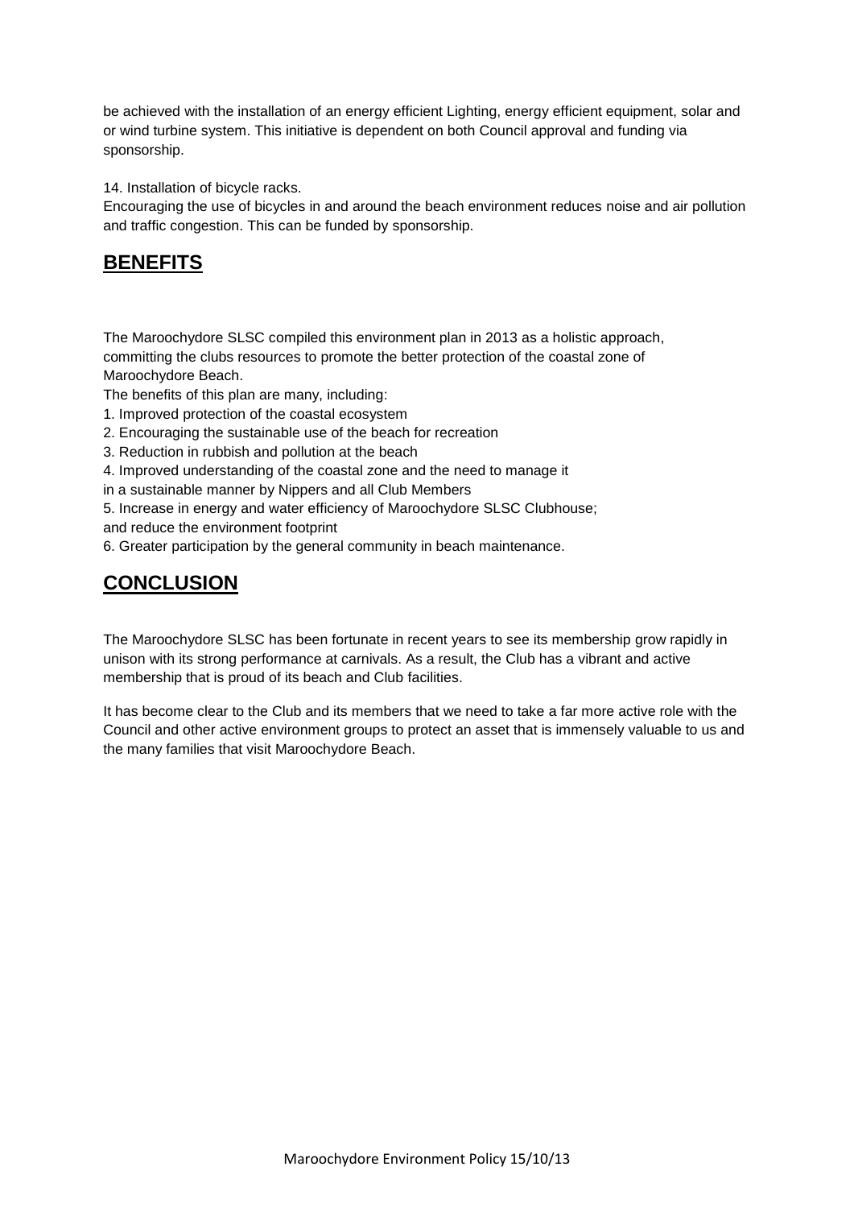be achieved with the installation of an energy efficient Lighting, energy efficient equipment, solar and or wind turbine system. This initiative is dependent on both Council approval and funding via sponsorship.

14. Installation of bicycle racks.
Encouraging the use of bicycles in and around the beach environment reduces noise and air pollution and traffic congestion. This can be funded by sponsorship.

## BENEFITS

The Maroochydore SLSC compiled this environment plan in 2013 as a holistic approach, committing the clubs resources to promote the better protection of the coastal zone of Maroochydore Beach.

The benefits of this plan are many, including:

1. Improved protection of the coastal ecosystem
2. Encouraging the sustainable use of the beach for recreation
3. Reduction in rubbish and pollution at the beach
4. Improved understanding of the coastal zone and the need to manage it in a sustainable manner by Nippers and all Club Members
5. Increase in energy and water efficiency of Maroochydore SLSC Clubhouse; and reduce the environment footprint
6. Greater participation by the general community in beach maintenance.

## CONCLUSION

The Maroochydore SLSC has been fortunate in recent years to see its membership grow rapidly in unison with its strong performance at carnivals. As a result, the Club has a vibrant and active membership that is proud of its beach and Club facilities.

It has become clear to the Club and its members that we need to take a far more active role with the Council and other active environment groups to protect an asset that is immensely valuable to us and the many families that visit Maroochydore Beach.